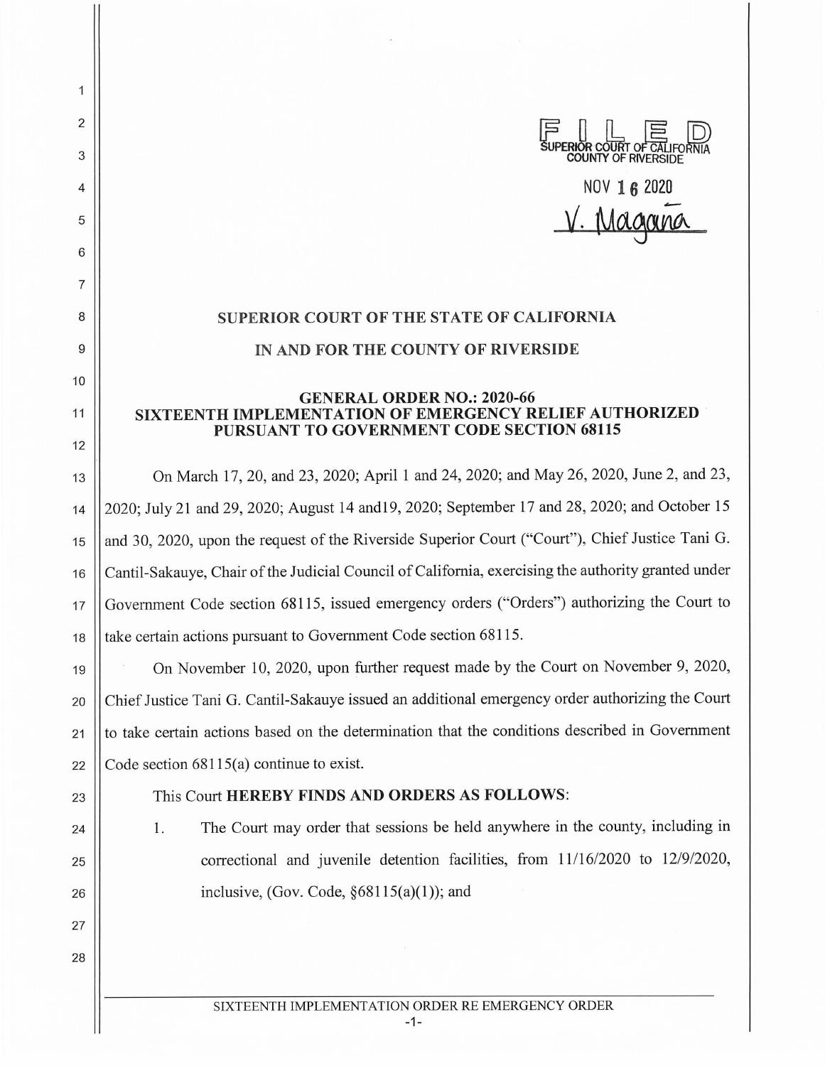FILED
SUPERIOR COURT OF CALIFORNIA
COUNTY OF RIVERSIDE

NOV 16 2020

V. Magaña

**SUPERIOR COURT OF THE STATE OF CALIFORNIA**

**IN AND FOR THE COUNTY OF RIVERSIDE**

**GENERAL ORDER NO.: 2020-66**
**SIXTEENTH IMPLEMENTATION OF EMERGENCY RELIEF AUTHORIZED PURSUANT TO GOVERNMENT CODE SECTION 68115**

On March 17, 20, and 23, 2020; April 1 and 24, 2020; and May 26, 2020, June 2, and 23, 2020; July 21 and 29, 2020; August 14 and19, 2020; September 17 and 28, 2020; and October 15 and 30, 2020, upon the request of the Riverside Superior Court ("Court"), Chief Justice Tani G. Cantil-Sakauye, Chair of the Judicial Council of California, exercising the authority granted under Government Code section 68115, issued emergency orders ("Orders") authorizing the Court to take certain actions pursuant to Government Code section 68115.

On November 10, 2020, upon further request made by the Court on November 9, 2020, Chief Justice Tani G. Cantil-Sakauye issued an additional emergency order authorizing the Court to take certain actions based on the determination that the conditions described in Government Code section 68115(a) continue to exist.

This Court **HEREBY FINDS AND ORDERS AS FOLLOWS**:

1. The Court may order that sessions be held anywhere in the county, including in correctional and juvenile detention facilities, from 11/16/2020 to 12/9/2020, inclusive, (Gov. Code, §68115(a)(1)); and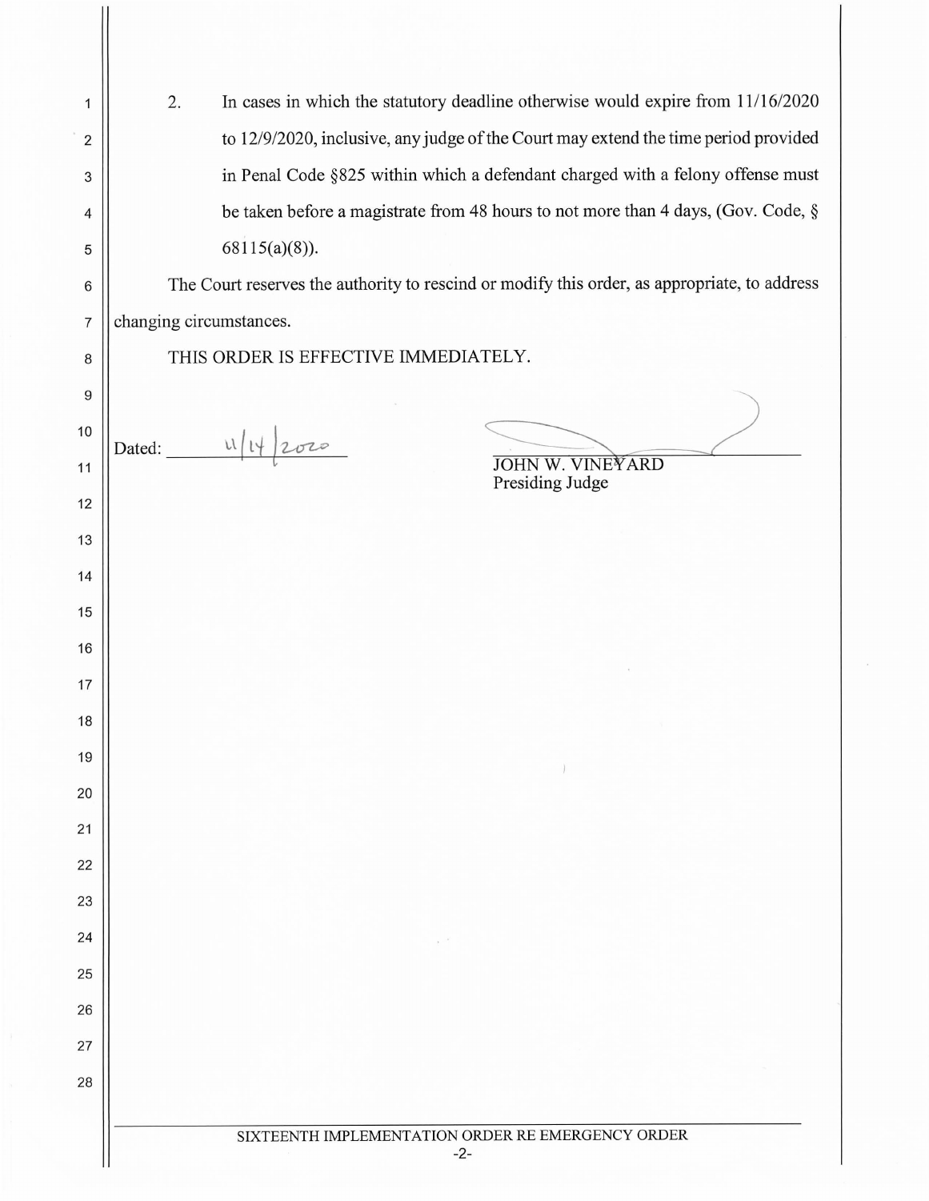2. In cases in which the statutory deadline otherwise would expire from 11/16/2020 to 12/9/2020, inclusive, any judge of the Court may extend the time period provided in Penal Code §825 within which a defendant charged with a felony offense must be taken before a magistrate from 48 hours to not more than 4 days, (Gov. Code, § 68115(a)(8)).

The Court reserves the authority to rescind or modify this order, as appropriate, to address changing circumstances.

THIS ORDER IS EFFECTIVE IMMEDIATELY.

Dated: 11/14/2020

JOHN W. VINEYARD
Presiding Judge

SIXTEENTH IMPLEMENTATION ORDER RE EMERGENCY ORDER